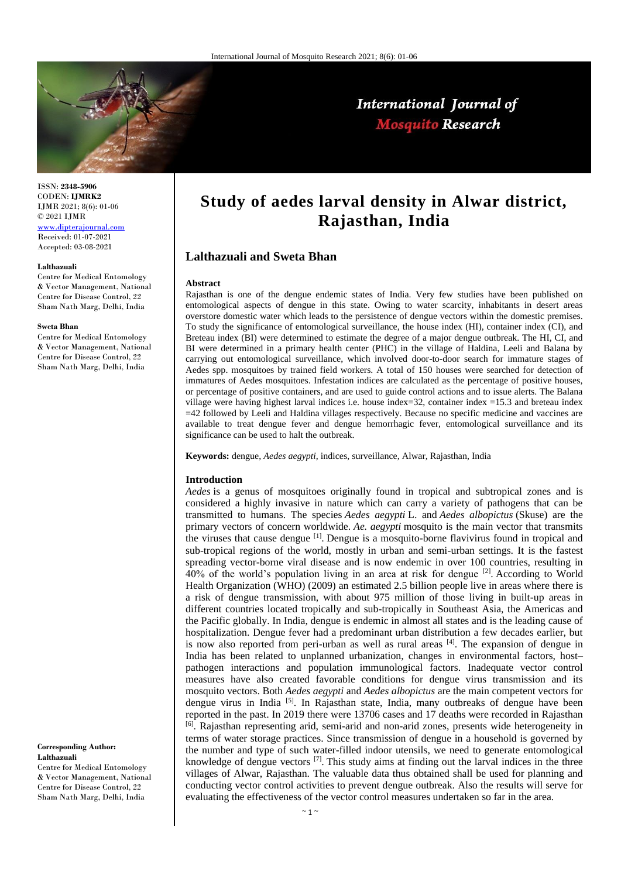ISSN: **2348-5906**
CODEN: **IJMRK2**
IJMR 2021; 8(6): 01-06
© 2021 IJMR
www.dipterajournal.com
Received: 01-07-2021
Accepted: 03-08-2021

**Lalthazuali**
Centre for Medical Entomology & Vector Management, National Centre for Disease Control, 22 Sham Nath Marg, Delhi, India

**Sweta Bhan**
Centre for Medical Entomology & Vector Management, National Centre for Disease Control, 22 Sham Nath Marg, Delhi, India

**Corresponding Author:**
**Lalthazuali**
Centre for Medical Entomology & Vector Management, National Centre for Disease Control, 22 Sham Nath Marg, Delhi, India

# Study of aedes larval density in Alwar district, Rajasthan, India

## Lalthazuali and Sweta Bhan

### Abstract

Rajasthan is one of the dengue endemic states of India. Very few studies have been published on entomological aspects of dengue in this state. Owing to water scarcity, inhabitants in desert areas overstore domestic water which leads to the persistence of dengue vectors within the domestic premises. To study the significance of entomological surveillance, the house index (HI), container index (CI), and Breteau index (BI) were determined to estimate the degree of a major dengue outbreak. The HI, CI, and BI were determined in a primary health center (PHC) in the village of Haldina, Leeli and Balana by carrying out entomological surveillance, which involved door-to-door search for immature stages of Aedes spp. mosquitoes by trained field workers. A total of 150 houses were searched for detection of immatures of Aedes mosquitoes. Infestation indices are calculated as the percentage of positive houses, or percentage of positive containers, and are used to guide control actions and to issue alerts. The Balana village were having highest larval indices i.e. house index=32, container index =15.3 and breteau index =42 followed by Leeli and Haldina villages respectively. Because no specific medicine and vaccines are available to treat dengue fever and dengue hemorrhagic fever, entomological surveillance and its significance can be used to halt the outbreak.

**Keywords:** dengue, *Aedes aegypti*, indices, surveillance, Alwar, Rajasthan, India

### Introduction

*Aedes* is a genus of mosquitoes originally found in tropical and subtropical zones and is considered a highly invasive in nature which can carry a variety of pathogens that can be transmitted to humans. The species *Aedes aegypti* L. and *Aedes albopictus* (Skuse) are the primary vectors of concern worldwide. *Ae. aegypti* mosquito is the main vector that transmits the viruses that cause dengue [1]. Dengue is a mosquito-borne flavivirus found in tropical and sub-tropical regions of the world, mostly in urban and semi-urban settings. It is the fastest spreading vector-borne viral disease and is now endemic in over 100 countries, resulting in 40% of the world's population living in an area at risk for dengue [2]. According to World Health Organization (WHO) (2009) an estimated 2.5 billion people live in areas where there is a risk of dengue transmission, with about 975 million of those living in built-up areas in different countries located tropically and sub-tropically in Southeast Asia, the Americas and the Pacific globally. In India, dengue is endemic in almost all states and is the leading cause of hospitalization. Dengue fever had a predominant urban distribution a few decades earlier, but is now also reported from peri-urban as well as rural areas [4]. The expansion of dengue in India has been related to unplanned urbanization, changes in environmental factors, host–pathogen interactions and population immunological factors. Inadequate vector control measures have also created favorable conditions for dengue virus transmission and its mosquito vectors. Both *Aedes aegypti* and *Aedes albopictus* are the main competent vectors for dengue virus in India [5]. In Rajasthan state, India, many outbreaks of dengue have been reported in the past. In 2019 there were 13706 cases and 17 deaths were recorded in Rajasthan [6]. Rajasthan representing arid, semi-arid and non-arid zones, presents wide heterogeneity in terms of water storage practices. Since transmission of dengue in a household is governed by the number and type of such water-filled indoor utensils, we need to generate entomological knowledge of dengue vectors [7]. This study aims at finding out the larval indices in the three villages of Alwar, Rajasthan. The valuable data thus obtained shall be used for planning and conducting vector control activities to prevent dengue outbreak. Also the results will serve for evaluating the effectiveness of the vector control measures undertaken so far in the area.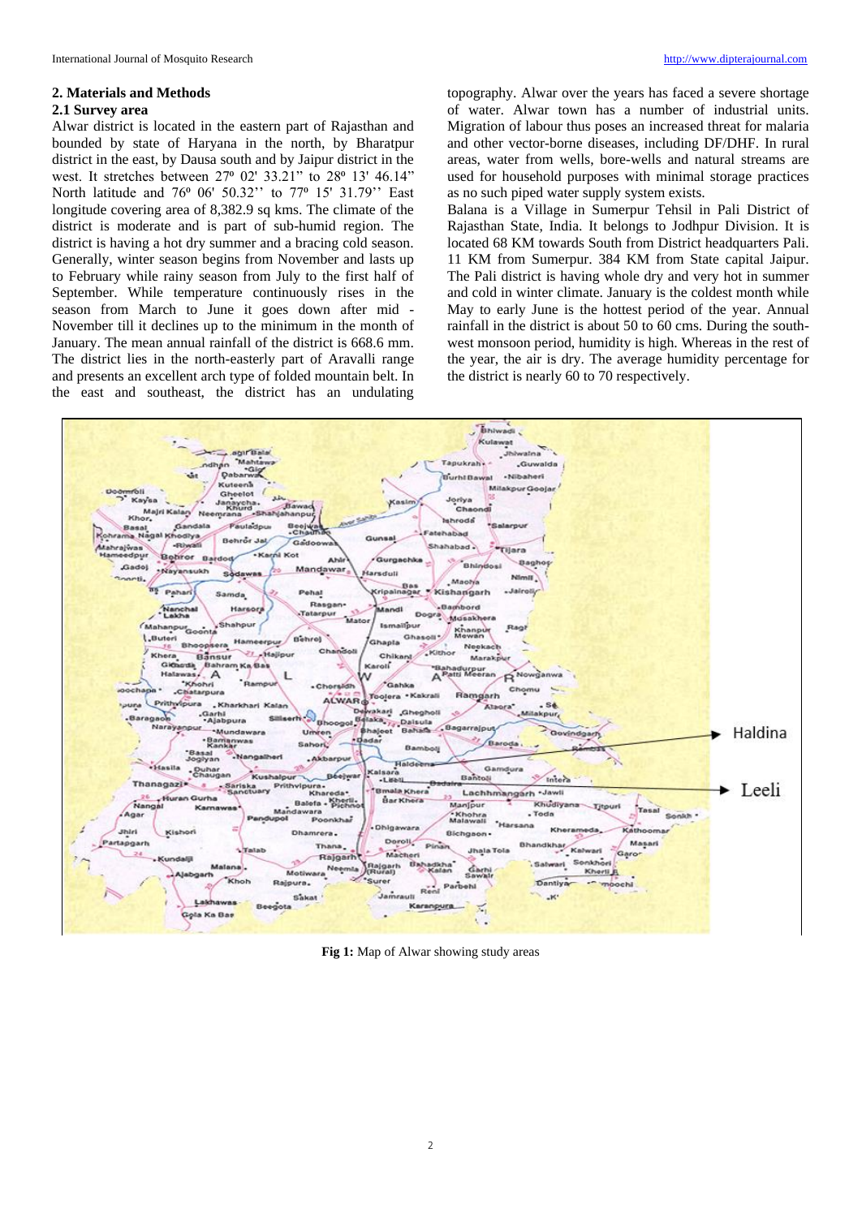## 2. Materials and Methods

### 2.1 Survey area

Alwar district is located in the eastern part of Rajasthan and bounded by state of Haryana in the north, by Bharatpur district in the east, by Dausa south and by Jaipur district in the west. It stretches between 27º 02' 33.21" to 28º 13' 46.14" North latitude and 76º 06' 50.32'' to 77º 15' 31.79'' East longitude covering area of 8,382.9 sq kms. The climate of the district is moderate and is part of sub-humid region. The district is having a hot dry summer and a bracing cold season. Generally, winter season begins from November and lasts up to February while rainy season from July to the first half of September. While temperature continuously rises in the season from March to June it goes down after mid - November till it declines up to the minimum in the month of January. The mean annual rainfall of the district is 668.6 mm. The district lies in the north-easterly part of Aravalli range and presents an excellent arch type of folded mountain belt. In the east and southeast, the district has an undulating topography. Alwar over the years has faced a severe shortage of water. Alwar town has a number of industrial units. Migration of labour thus poses an increased threat for malaria and other vector-borne diseases, including DF/DHF. In rural areas, water from wells, bore-wells and natural streams are used for household purposes with minimal storage practices as no such piped water supply system exists.

Balana is a Village in Sumerpur Tehsil in Pali District of Rajasthan State, India. It belongs to Jodhpur Division. It is located 68 KM towards South from District headquarters Pali. 11 KM from Sumerpur. 384 KM from State capital Jaipur. The Pali district is having whole dry and very hot in summer and cold in winter climate. January is the coldest month while May to early June is the hottest period of the year. Annual rainfall in the district is about 50 to 60 cms. During the south-west monsoon period, humidity is high. Whereas in the rest of the year, the air is dry. The average humidity percentage for the district is nearly 60 to 70 respectively.

Haldina

Leeli

**Fig 1:** Map of Alwar showing study areas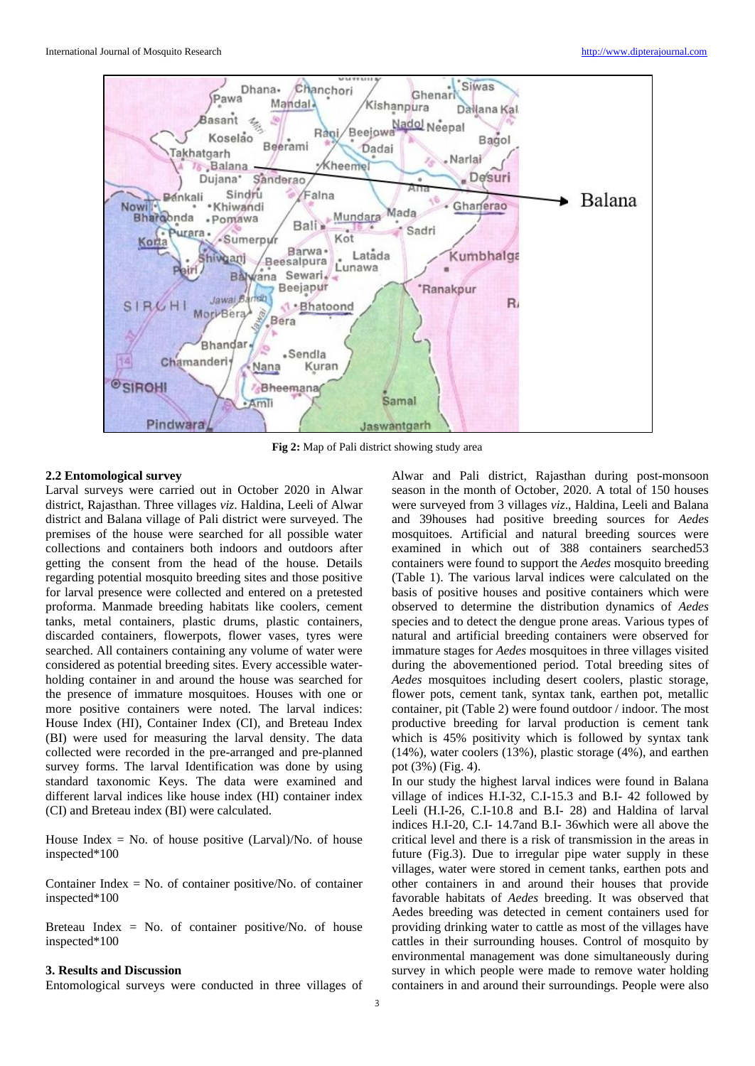**Fig 2:** Map of Pali district showing study area

### 2.2 Entomological survey

Larval surveys were carried out in October 2020 in Alwar district, Rajasthan. Three villages *viz*. Haldina, Leeli of Alwar district and Balana village of Pali district were surveyed. The premises of the house were searched for all possible water collections and containers both indoors and outdoors after getting the consent from the head of the house. Details regarding potential mosquito breeding sites and those positive for larval presence were collected and entered on a pretested proforma. Manmade breeding habitats like coolers, cement tanks, metal containers, plastic drums, plastic containers, discarded containers, flowerpots, flower vases, tyres were searched. All containers containing any volume of water were considered as potential breeding sites. Every accessible water-holding container in and around the house was searched for the presence of immature mosquitoes. Houses with one or more positive containers were noted. The larval indices: House Index (HI), Container Index (CI), and Breteau Index (BI) were used for measuring the larval density. The data collected were recorded in the pre-arranged and pre-planned survey forms. The larval Identification was done by using standard taxonomic Keys. The data were examined and different larval indices like house index (HI) container index (CI) and Breteau index (BI) were calculated.

House Index = No. of house positive (Larval)/No. of house inspected*100

Container Index = No. of container positive/No. of container inspected*100

Breteau Index = No. of container positive/No. of house inspected*100

## 3. Results and Discussion

Entomological surveys were conducted in three villages of Alwar and Pali district, Rajasthan during post-monsoon season in the month of October, 2020. A total of 150 houses were surveyed from 3 villages *viz*., Haldina, Leeli and Balana and 39houses had positive breeding sources for *Aedes* mosquitoes. Artificial and natural breeding sources were examined in which out of 388 containers searched53 containers were found to support the *Aedes* mosquito breeding (Table 1). The various larval indices were calculated on the basis of positive houses and positive containers which were observed to determine the distribution dynamics of *Aedes* species and to detect the dengue prone areas. Various types of natural and artificial breeding containers were observed for immature stages for *Aedes* mosquitoes in three villages visited during the abovementioned period. Total breeding sites of *Aedes* mosquitoes including desert coolers, plastic storage, flower pots, cement tank, syntax tank, earthen pot, metallic container, pit (Table 2) were found outdoor / indoor. The most productive breeding for larval production is cement tank which is 45% positivity which is followed by syntax tank (14%), water coolers (13%), plastic storage (4%), and earthen pot (3%) (Fig. 4).

In our study the highest larval indices were found in Balana village of indices H.I-32, C.I-15.3 and B.I- 42 followed by Leeli (H.I-26, C.I-10.8 and B.I- 28) and Haldina of larval indices H.I-20, C.I- 14.7and B.I- 36which were all above the critical level and there is a risk of transmission in the areas in future (Fig.3). Due to irregular pipe water supply in these villages, water were stored in cement tanks, earthen pots and other containers in and around their houses that provide favorable habitats of *Aedes* breeding. It was observed that Aedes breeding was detected in cement containers used for providing drinking water to cattle as most of the villages have cattles in their surrounding houses. Control of mosquito by environmental management was done simultaneously during survey in which people were made to remove water holding containers in and around their surroundings. People were also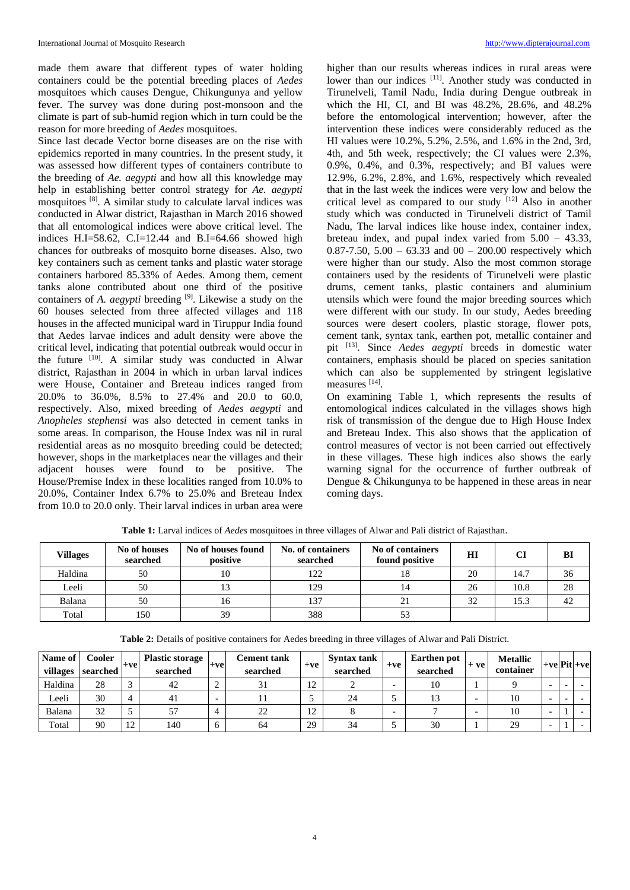made them aware that different types of water holding containers could be the potential breeding places of *Aedes* mosquitoes which causes Dengue, Chikungunya and yellow fever. The survey was done during post-monsoon and the climate is part of sub-humid region which in turn could be the reason for more breeding of *Aedes* mosquitoes.

Since last decade Vector borne diseases are on the rise with epidemics reported in many countries. In the present study, it was assessed how different types of containers contribute to the breeding of *Ae. aegypti* and how all this knowledge may help in establishing better control strategy for *Ae. aegypti* mosquitoes [8]. A similar study to calculate larval indices was conducted in Alwar district, Rajasthan in March 2016 showed that all entomological indices were above critical level. The indices H.I=58.62, C.I=12.44 and B.I=64.66 showed high chances for outbreaks of mosquito borne diseases. Also, two key containers such as cement tanks and plastic water storage containers harbored 85.33% of Aedes. Among them, cement tanks alone contributed about one third of the positive containers of *A. aegypti* breeding [9]. Likewise a study on the 60 houses selected from three affected villages and 118 houses in the affected municipal ward in Tiruppur India found that Aedes larvae indices and adult density were above the critical level, indicating that potential outbreak would occur in the future [10]. A similar study was conducted in Alwar district, Rajasthan in 2004 in which in urban larval indices were House, Container and Breteau indices ranged from 20.0% to 36.0%, 8.5% to 27.4% and 20.0 to 60.0, respectively. Also, mixed breeding of *Aedes aegypti* and *Anopheles stephensi* was also detected in cement tanks in some areas. In comparison, the House Index was nil in rural residential areas as no mosquito breeding could be detected; however, shops in the marketplaces near the villages and their adjacent houses were found to be positive. The House/Premise Index in these localities ranged from 10.0% to 20.0%, Container Index 6.7% to 25.0% and Breteau Index from 10.0 to 20.0 only. Their larval indices in urban area were higher than our results whereas indices in rural areas were lower than our indices [11]. Another study was conducted in Tirunelveli, Tamil Nadu, India during Dengue outbreak in which the HI, CI, and BI was 48.2%, 28.6%, and 48.2% before the entomological intervention; however, after the intervention these indices were considerably reduced as the HI values were 10.2%, 5.2%, 2.5%, and 1.6% in the 2nd, 3rd, 4th, and 5th week, respectively; the CI values were 2.3%, 0.9%, 0.4%, and 0.3%, respectively; and BI values were 12.9%, 6.2%, 2.8%, and 1.6%, respectively which revealed that in the last week the indices were very low and below the critical level as compared to our study [12] Also in another study which was conducted in Tirunelveli district of Tamil Nadu, The larval indices like house index, container index, breteau index, and pupal index varied from 5.00 – 43.33, 0.87-7.50, 5.00 – 63.33 and 00 – 200.00 respectively which were higher than our study. Also the most common storage containers used by the residents of Tirunelveli were plastic drums, cement tanks, plastic containers and aluminium utensils which were found the major breeding sources which were different with our study. In our study, Aedes breeding sources were desert coolers, plastic storage, flower pots, cement tank, syntax tank, earthen pot, metallic container and pit [13]. Since *Aedes aegypti* breeds in domestic water containers, emphasis should be placed on species sanitation which can also be supplemented by stringent legislative measures [14].

On examining Table 1, which represents the results of entomological indices calculated in the villages shows high risk of transmission of the dengue due to High House Index and Breteau Index. This also shows that the application of control measures of vector is not been carried out effectively in these villages. These high indices also shows the early warning signal for the occurrence of further outbreak of Dengue & Chikungunya to be happened in these areas in near coming days.

**Table 1:** Larval indices of *Aedes* mosquitoes in three villages of Alwar and Pali district of Rajasthan.

| Villages | No of houses searched | No of houses found positive | No. of containers searched | No of containers found positive | HI | CI | BI |
|---|---|---|---|---|---|---|---|
| Haldina | 50 | 10 | 122 | 18 | 20 | 14.7 | 36 |
| Leeli | 50 | 13 | 129 | 14 | 26 | 10.8 | 28 |
| Balana | 50 | 16 | 137 | 21 | 32 | 15.3 | 42 |
| Total | 150 | 39 | 388 | 53 | | | |

**Table 2:** Details of positive containers for Aedes breeding in three villages of Alwar and Pali District.

| Name of villages | Cooler searched | +ve | Plastic storage searched | +ve | Cement tank searched | +ve | Syntax tank searched | +ve | Earthen pot searched | + ve | Metallic container | +ve | Pit | +ve |
|---|---|---|---|---|---|---|---|---|---|---|---|---|---|---|
| Haldina | 28 | 3 | 42 | 2 | 31 | 12 | 2 | - | 10 | 1 | 9 | - | - | - |
| Leeli | 30 | 4 | 41 | - | 11 | 5 | 24 | 5 | 13 | - | 10 | - | - | - |
| Balana | 32 | 5 | 57 | 4 | 22 | 12 | 8 | - | 7 | - | 10 | - | 1 | - |
| Total | 90 | 12 | 140 | 6 | 64 | 29 | 34 | 5 | 30 | 1 | 29 | - | 1 | - |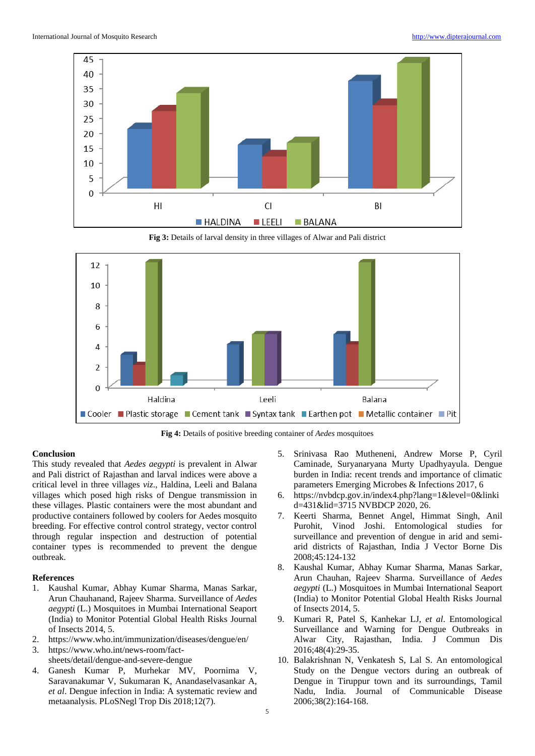45
40
35
30
25
20
15
10
5
0

HI CI BI

HALDINA LEELI BALANA

**Fig 3:** Details of larval density in three villages of Alwar and Pali district

12
10
8
6
4
2
0

Haldina Leeli Balana

Cooler Plastic storage Cement tank Syntax tank Earthen pot Metallic container Pit

**Fig 4:** Details of positive breeding container of *Aedes* mosquitoes

## Conclusion

This study revealed that *Aedes aegypti* is prevalent in Alwar and Pali district of Rajasthan and larval indices were above a critical level in three villages *viz*., Haldina, Leeli and Balana villages which posed high risks of Dengue transmission in these villages. Plastic containers were the most abundant and productive containers followed by coolers for Aedes mosquito breeding. For effective control control strategy, vector control through regular inspection and destruction of potential container types is recommended to prevent the dengue outbreak.

## References

1. Kaushal Kumar, Abhay Kumar Sharma, Manas Sarkar, Arun Chauhanand, Rajeev Sharma. Surveillance of *Aedes aegypti* (L.) Mosquitoes in Mumbai International Seaport (India) to Monitor Potential Global Health Risks Journal of Insects 2014, 5.
2. https://www.who.int/immunization/diseases/dengue/en/
3. https://www.who.int/news-room/fact-sheets/detail/dengue-and-severe-dengue
4. Ganesh Kumar P, Murhekar MV, Poornima V, Saravanakumar V, Sukumaran K, Anandaselvasankar A, *et al*. Dengue infection in India: A systematic review and metaanalysis. PLoSNegl Trop Dis 2018;12(7).
5. Srinivasa Rao Mutheneni, Andrew Morse P, Cyril Caminade, Suryanaryana Murty Upadhyayula. Dengue burden in India: recent trends and importance of climatic parameters Emerging Microbes & Infections 2017, 6
6. https://nvbdcp.gov.in/index4.php?lang=1&level=0&linkid=431&lid=3715 NVBDCP 2020, 26.
7. Keerti Sharma, Bennet Angel, Himmat Singh, Anil Purohit, Vinod Joshi. Entomological studies for surveillance and prevention of dengue in arid and semi-arid districts of Rajasthan, India J Vector Borne Dis 2008;45:124-132
8. Kaushal Kumar, Abhay Kumar Sharma, Manas Sarkar, Arun Chauhan, Rajeev Sharma. Surveillance of *Aedes aegypti* (L.) Mosquitoes in Mumbai International Seaport (India) to Monitor Potential Global Health Risks Journal of Insects 2014, 5.
9. Kumari R, Patel S, Kanhekar LJ, *et al*. Entomological Surveillance and Warning for Dengue Outbreaks in Alwar City, Rajasthan, India. J Commun Dis 2016;48(4):29-35.
10. Balakrishnan N, Venkatesh S, Lal S. An entomological Study on the Dengue vectors during an outbreak of Dengue in Tiruppur town and its surroundings, Tamil Nadu, India. Journal of Communicable Disease 2006;38(2):164-168.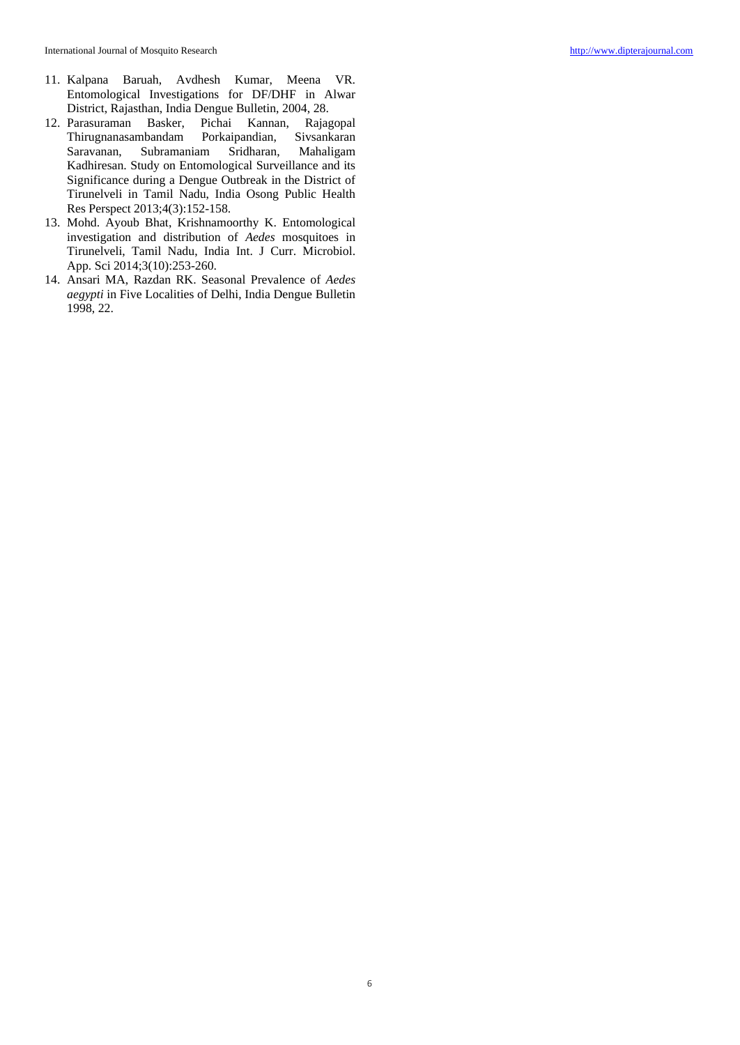11. Kalpana Baruah, Avdhesh Kumar, Meena VR. Entomological Investigations for DF/DHF in Alwar District, Rajasthan, India Dengue Bulletin, 2004, 28.
12. Parasuraman Basker, Pichai Kannan, Rajagopal Thirugnanasambandam Porkaipandian, Sivsankaran Saravanan, Subramaniam Sridharan, Mahaligam Kadhiresan. Study on Entomological Surveillance and its Significance during a Dengue Outbreak in the District of Tirunelveli in Tamil Nadu, India Osong Public Health Res Perspect 2013;4(3):152-158.
13. Mohd. Ayoub Bhat, Krishnamoorthy K. Entomological investigation and distribution of *Aedes* mosquitoes in Tirunelveli, Tamil Nadu, India Int. J Curr. Microbiol. App. Sci 2014;3(10):253-260.
14. Ansari MA, Razdan RK. Seasonal Prevalence of *Aedes aegypti* in Five Localities of Delhi, India Dengue Bulletin 1998, 22.